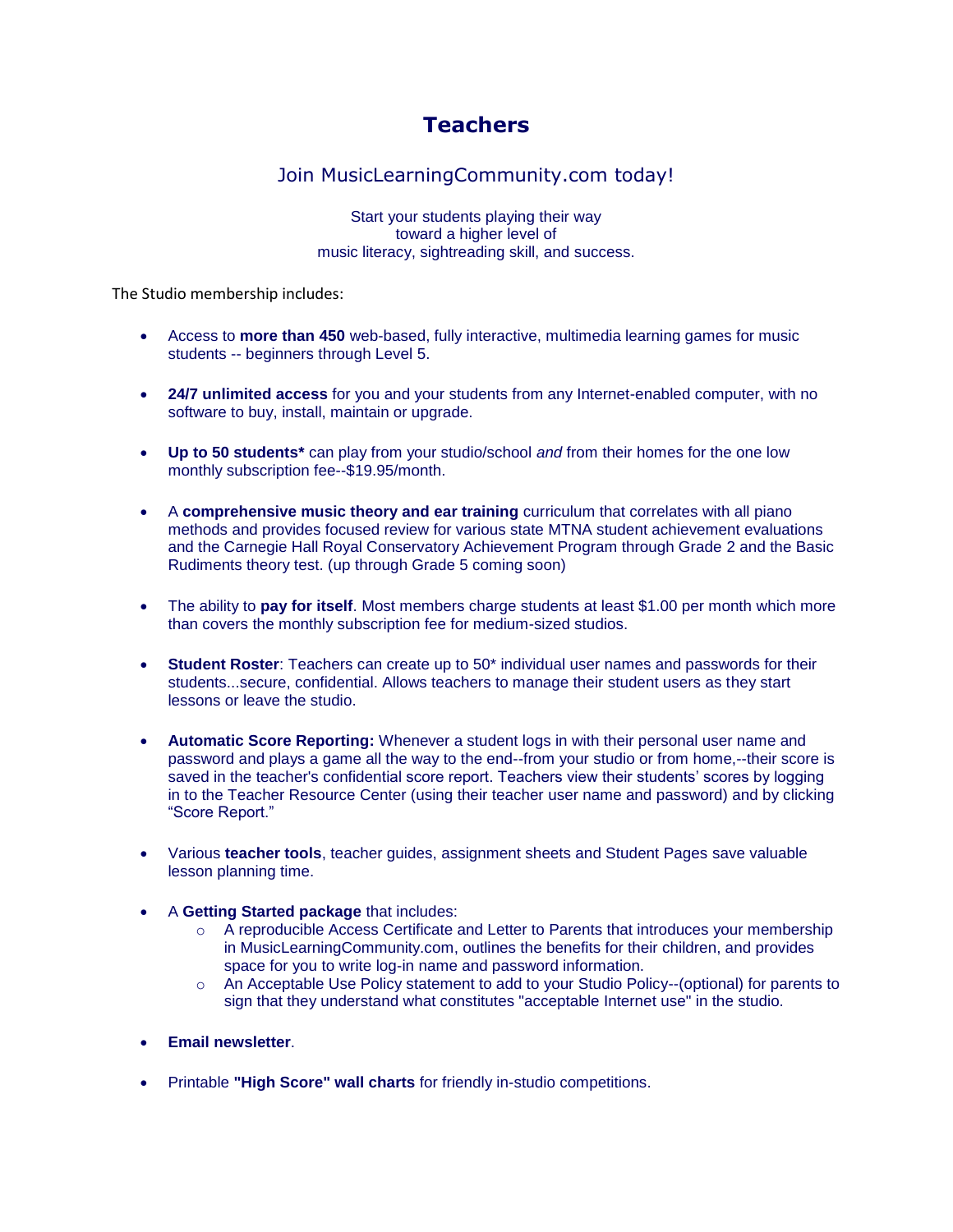# Teachers

## Join MusicLearningCommunity.com today!

Start your students playing their way
toward a higher level of
music literacy, sightreading skill, and success.

The Studio membership includes:

- Access to **more than 450** web-based, fully interactive, multimedia learning games for music students -- beginners through Level 5.

- **24/7 unlimited access** for you and your students from any Internet-enabled computer, with no software to buy, install, maintain or upgrade.

- **Up to 50 students*** can play from your studio/school *and* from their homes for the one low monthly subscription fee--$19.95/month.

- A **comprehensive music theory and ear training** curriculum that correlates with all piano methods and provides focused review for various state MTNA student achievement evaluations and the Carnegie Hall Royal Conservatory Achievement Program through Grade 2 and the Basic Rudiments theory test. (up through Grade 5 coming soon)

- The ability to **pay for itself**. Most members charge students at least $1.00 per month which more than covers the monthly subscription fee for medium-sized studios.

- **Student Roster**: Teachers can create up to 50* individual user names and passwords for their students...secure, confidential. Allows teachers to manage their student users as they start lessons or leave the studio.

- **Automatic Score Reporting:** Whenever a student logs in with their personal user name and password and plays a game all the way to the end--from your studio or from home,--their score is saved in the teacher's confidential score report. Teachers view their students' scores by logging in to the Teacher Resource Center (using their teacher user name and password) and by clicking "Score Report."

- Various **teacher tools**, teacher guides, assignment sheets and Student Pages save valuable lesson planning time.

- A **Getting Started package** that includes:
  - A reproducible Access Certificate and Letter to Parents that introduces your membership in MusicLearningCommunity.com, outlines the benefits for their children, and provides space for you to write log-in name and password information.
  - An Acceptable Use Policy statement to add to your Studio Policy--(optional) for parents to sign that they understand what constitutes "acceptable Internet use" in the studio.

- **Email newsletter**.

- Printable **"High Score" wall charts** for friendly in-studio competitions.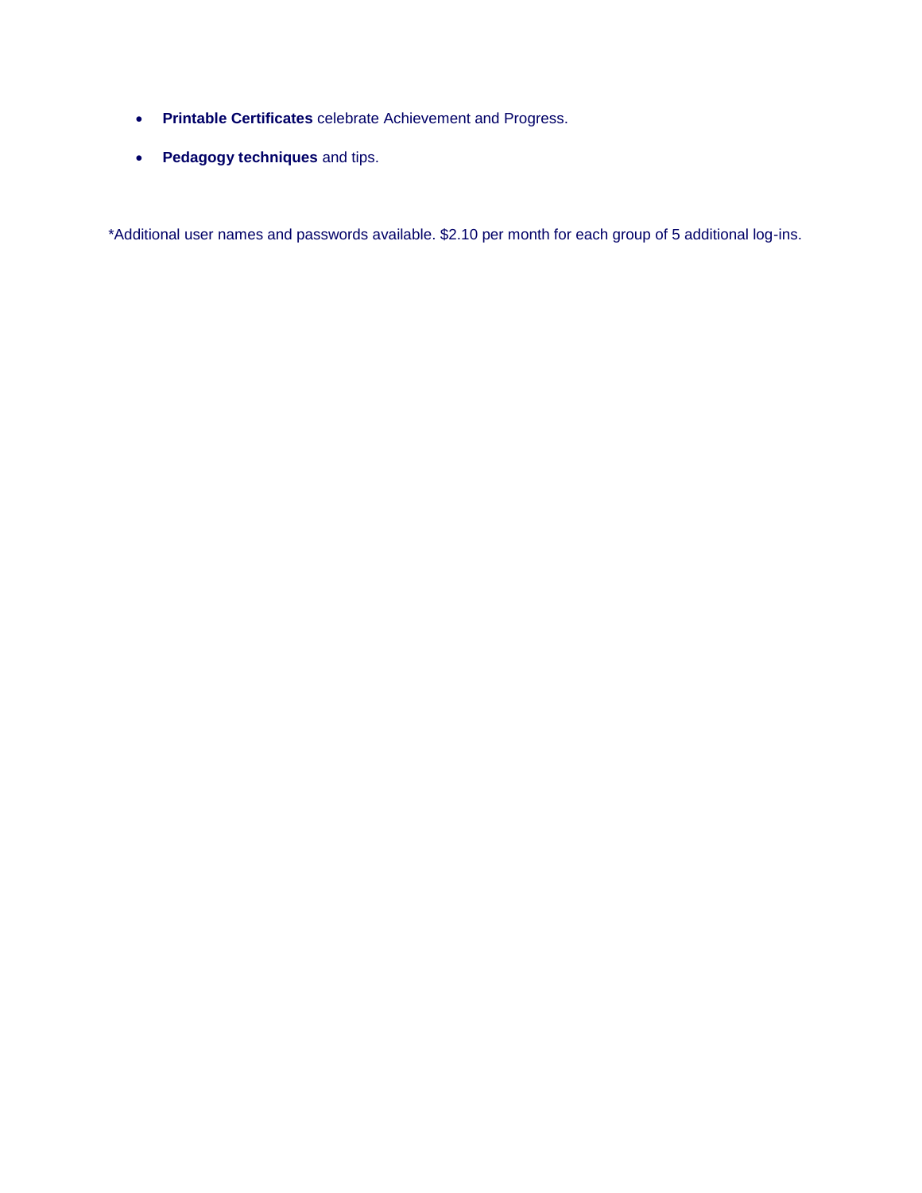- **Printable Certificates** celebrate Achievement and Progress.
- **Pedagogy techniques** and tips.

*Additional user names and passwords available. $2.10 per month for each group of 5 additional log-ins.